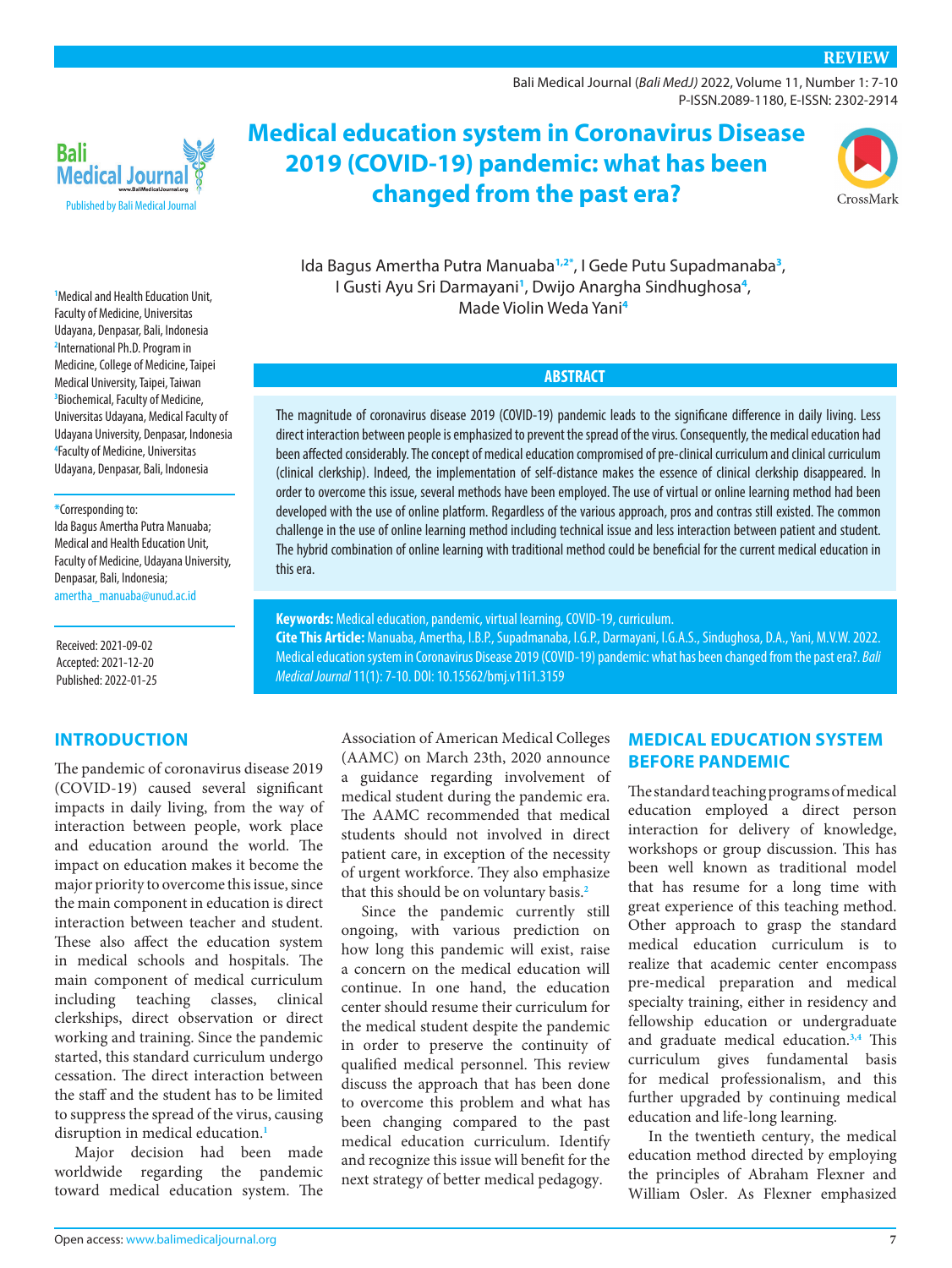REVIEW

# Medical education system in Coronavirus Disease 2019 (COVID-19) pandemic: what has been changed from the past era?

Ida Bagus Amertha Putra Manuaba[1,2*], I Gede Putu Supadmanaba[3], I Gusti Ayu Sri Darmayani[1], Dwijo Anargha Sindhughosa[4], Made Violin Weda Yani[4]

[1]Medical and Health Education Unit, Faculty of Medicine, Universitas Udayana, Denpasar, Bali, Indonesia
[2]International Ph.D. Program in Medicine, College of Medicine, Taipei Medical University, Taipei, Taiwan
[3]Biochemical, Faculty of Medicine, Universitas Udayana, Medical Faculty of Udayana University, Denpasar, Indonesia
[4]Faculty of Medicine, Universitas Udayana, Denpasar, Bali, Indonesia

*Corresponding to:
Ida Bagus Amertha Putra Manuaba; Medical and Health Education Unit, Faculty of Medicine, Udayana University, Denpasar, Bali, Indonesia;
amertha_manuaba@unud.ac.id

Received: 2021-09-02
Accepted: 2021-12-20
Published: 2022-01-25

## ABSTRACT

The magnitude of coronavirus disease 2019 (COVID-19) pandemic leads to the significane difference in daily living. Less direct interaction between people is emphasized to prevent the spread of the virus. Consequently, the medical education had been affected considerably. The concept of medical education compromised of pre-clinical curriculum and clinical curriculum (clinical clerkship). Indeed, the implementation of self-distance makes the essence of clinical clerkship disappeared. In order to overcome this issue, several methods have been employed. The use of virtual or online learning method had been developed with the use of online platform. Regardless of the various approach, pros and contras still existed. The common challenge in the use of online learning method including technical issue and less interaction between patient and student. The hybrid combination of online learning with traditional method could be beneficial for the current medical education in this era.

**Keywords:** Medical education, pandemic, virtual learning, COVID-19, curriculum.

**Cite This Article:** Manuaba, Amertha, I.B.P., Supadmanaba, I.G.P., Darmayani, I.G.A.S., Sindughosa, D.A., Yani, M.V.W. 2022. Medical education system in Coronavirus Disease 2019 (COVID-19) pandemic: what has been changed from the past era?. *Bali Medical Journal* 11(1): 7-10. DOI: 10.15562/bmj.v11i1.3159

## INTRODUCTION

The pandemic of coronavirus disease 2019 (COVID-19) caused several significant impacts in daily living, from the way of interaction between people, work place and education around the world. The impact on education makes it become the major priority to overcome this issue, since the main component in education is direct interaction between teacher and student. These also affect the education system in medical schools and hospitals. The main component of medical curriculum including teaching classes, clinical clerkships, direct observation or direct working and training. Since the pandemic started, this standard curriculum undergo cessation. The direct interaction between the staff and the student has to be limited to suppress the spread of the virus, causing disruption in medical education.[1]

Major decision had been made worldwide regarding the pandemic toward medical education system. The Association of American Medical Colleges (AAMC) on March 23th, 2020 announce a guidance regarding involvement of medical student during the pandemic era. The AAMC recommended that medical students should not involved in direct patient care, in exception of the necessity of urgent workforce. They also emphasize that this should be on voluntary basis.[2]

Since the pandemic currently still ongoing, with various prediction on how long this pandemic will exist, raise a concern on the medical education will continue. In one hand, the education center should resume their curriculum for the medical student despite the pandemic in order to preserve the continuity of qualified medical personnel. This review discuss the approach that has been done to overcome this problem and what has been changing compared to the past medical education curriculum. Identify and recognize this issue will benefit for the next strategy of better medical pedagogy.

## MEDICAL EDUCATION SYSTEM BEFORE PANDEMIC

The standard teaching programs of medical education employed a direct person interaction for delivery of knowledge, workshops or group discussion. This has been well known as traditional model that has resume for a long time with great experience of this teaching method. Other approach to grasp the standard medical education curriculum is to realize that academic center encompass pre-medical preparation and medical specialty training, either in residency and fellowship education or undergraduate and graduate medical education.[3,4] This curriculum gives fundamental basis for medical professionalism, and this further upgraded by continuing medical education and life-long learning.

In the twentieth century, the medical education method directed by employing the principles of Abraham Flexner and William Osler. As Flexner emphasized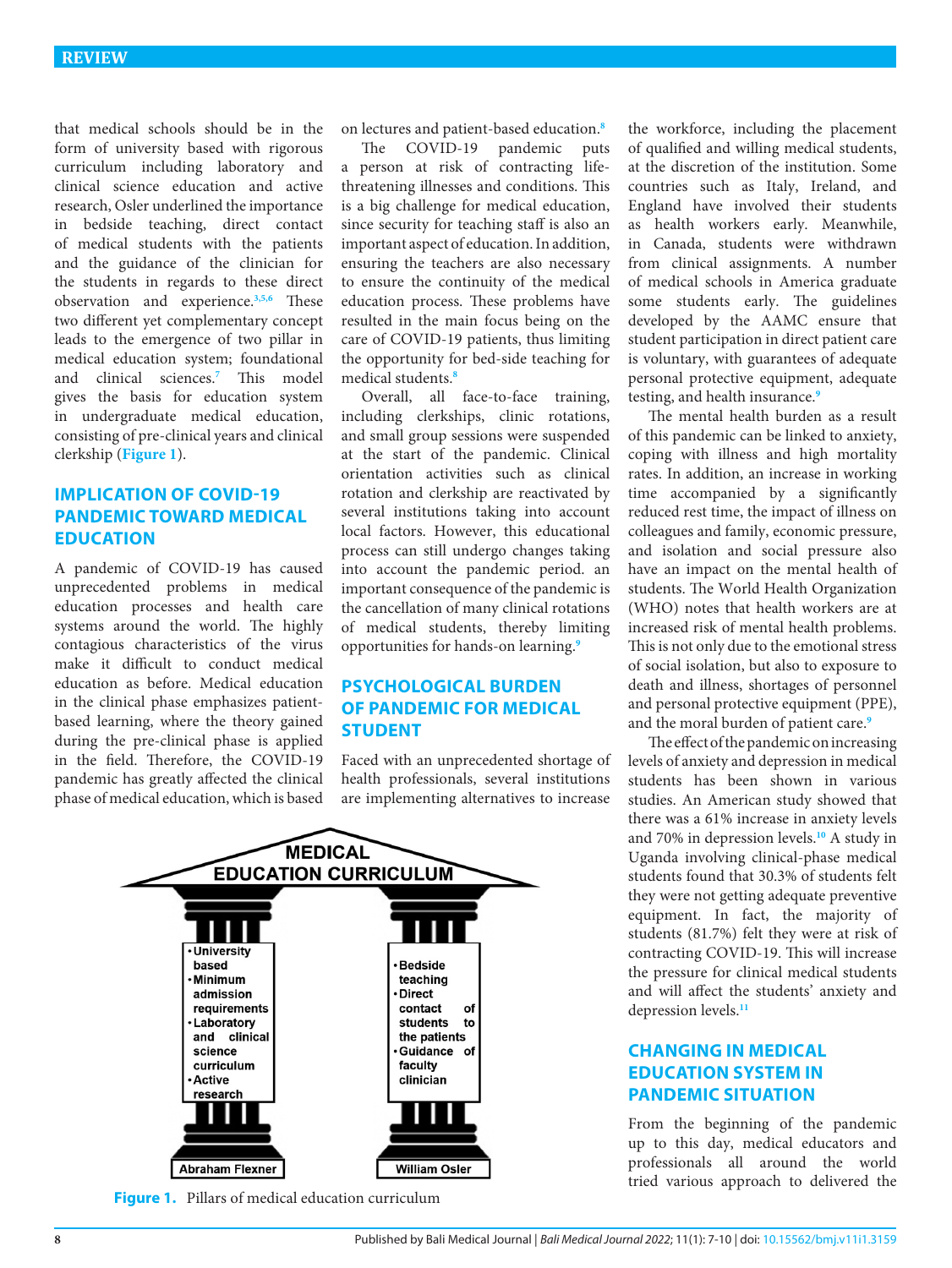that medical schools should be in the form of university based with rigorous curriculum including laboratory and clinical science education and active research, Osler underlined the importance in bedside teaching, direct contact of medical students with the patients and the guidance of the clinician for the students in regards to these direct observation and experience.[3,5,6] These two different yet complementary concept leads to the emergence of two pillar in medical education system; foundational and clinical sciences.[7] This model gives the basis for education system in undergraduate medical education, consisting of pre-clinical years and clinical clerkship (**Figure 1**).

## IMPLICATION OF COVID-19 PANDEMIC TOWARD MEDICAL EDUCATION

A pandemic of COVID-19 has caused unprecedented problems in medical education processes and health care systems around the world. The highly contagious characteristics of the virus make it difficult to conduct medical education as before. Medical education in the clinical phase emphasizes patient-based learning, where the theory gained during the pre-clinical phase is applied in the field. Therefore, the COVID-19 pandemic has greatly affected the clinical phase of medical education, which is based on lectures and patient-based education.[8]

The COVID-19 pandemic puts a person at risk of contracting life-threatening illnesses and conditions. This is a big challenge for medical education, since security for teaching staff is also an important aspect of education. In addition, ensuring the teachers are also necessary to ensure the continuity of the medical education process. These problems have resulted in the main focus being on the care of COVID-19 patients, thus limiting the opportunity for bed-side teaching for medical students.[8]

Overall, all face-to-face training, including clerkships, clinic rotations, and small group sessions were suspended at the start of the pandemic. Clinical orientation activities such as clinical rotation and clerkship are reactivated by several institutions taking into account local factors. However, this educational process can still undergo changes taking into account the pandemic period. an important consequence of the pandemic is the cancellation of many clinical rotations of medical students, thereby limiting opportunities for hands-on learning.[9]

## PSYCHOLOGICAL BURDEN OF PANDEMIC FOR MEDICAL STUDENT

Faced with an unprecedented shortage of health professionals, several institutions are implementing alternatives to increase the workforce, including the placement of qualified and willing medical students, at the discretion of the institution. Some countries such as Italy, Ireland, and England have involved their students as health workers early. Meanwhile, in Canada, students were withdrawn from clinical assignments. A number of medical schools in America graduate some students early. The guidelines developed by the AAMC ensure that student participation in direct patient care is voluntary, with guarantees of adequate personal protective equipment, adequate testing, and health insurance.[9]

The mental health burden as a result of this pandemic can be linked to anxiety, coping with illness and high mortality rates. In addition, an increase in working time accompanied by a significantly reduced rest time, the impact of illness on colleagues and family, economic pressure, and isolation and social pressure also have an impact on the mental health of students. The World Health Organization (WHO) notes that health workers are at increased risk of mental health problems. This is not only due to the emotional stress of social isolation, but also to exposure to death and illness, shortages of personnel and personal protective equipment (PPE), and the moral burden of patient care.[9]

The effect of the pandemic on increasing levels of anxiety and depression in medical students has been shown in various studies. An American study showed that there was a 61% increase in anxiety levels and 70% in depression levels.[10] A study in Uganda involving clinical-phase medical students found that 30.3% of students felt they were not getting adequate preventive equipment. In fact, the majority of students (81.7%) felt they were at risk of contracting COVID-19. This will increase the pressure for clinical medical students and will affect the students' anxiety and depression levels.[11]

## CHANGING IN MEDICAL EDUCATION SYSTEM IN PANDEMIC SITUATION

From the beginning of the pandemic up to this day, medical educators and professionals all around the world tried various approach to delivered the

MEDICAL EDUCATION CURRICULUM

Abraham Flexner:
- University based
- Minimum admission requirements
- Laboratory and clinical science curriculum
- Active research

William Osler:
- Bedside teaching
- Direct contact of students to the patients
- Guidance of faculty clinician

**Figure 1.** Pillars of medical education curriculum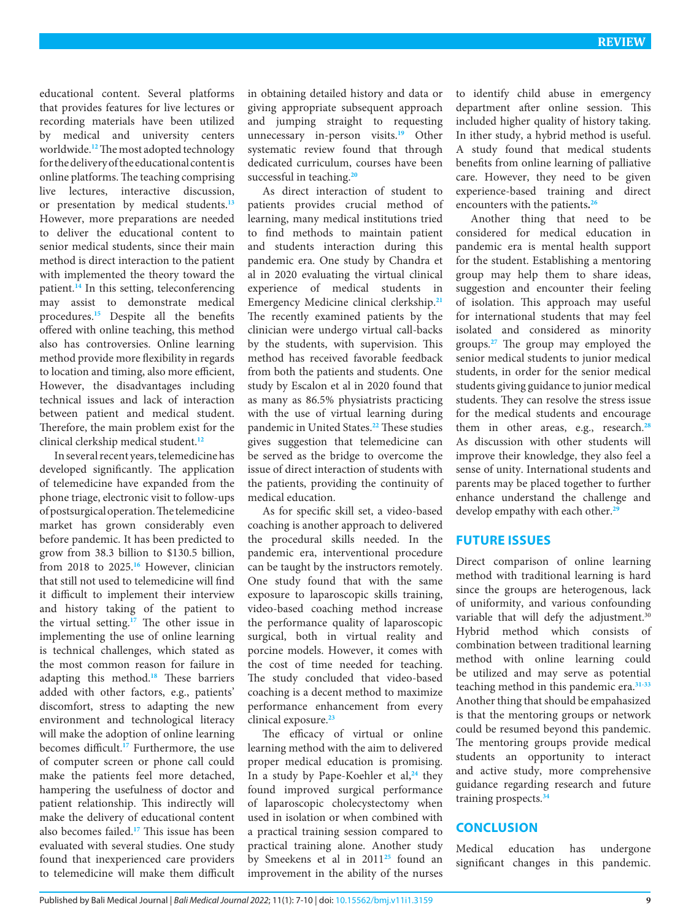educational content. Several platforms that provides features for live lectures or recording materials have been utilized by medical and university centers worldwide.[12] The most adopted technology for the delivery of the educational content is online platforms. The teaching comprising live lectures, interactive discussion, or presentation by medical students.[13] However, more preparations are needed to deliver the educational content to senior medical students, since their main method is direct interaction to the patient with implemented the theory toward the patient.[14] In this setting, teleconferencing may assist to demonstrate medical procedures.[15] Despite all the benefits offered with online teaching, this method also has controversies. Online learning method provide more flexibility in regards to location and timing, also more efficient, However, the disadvantages including technical issues and lack of interaction between patient and medical student. Therefore, the main problem exist for the clinical clerkship medical student.[12]

In several recent years, telemedicine has developed significantly. The application of telemedicine have expanded from the phone triage, electronic visit to follow-ups of postsurgical operation. The telemedicine market has grown considerably even before pandemic. It has been predicted to grow from 38.3 billion to $130.5 billion, from 2018 to 2025.[16] However, clinician that still not used to telemedicine will find it difficult to implement their interview and history taking of the patient to the virtual setting.[17] The other issue in implementing the use of online learning is technical challenges, which stated as the most common reason for failure in adapting this method.[18] These barriers added with other factors, e.g., patients' discomfort, stress to adapting the new environment and technological literacy will make the adoption of online learning becomes difficult.[17] Furthermore, the use of computer screen or phone call could make the patients feel more detached, hampering the usefulness of doctor and patient relationship. This indirectly will make the delivery of educational content also becomes failed.[17] This issue has been evaluated with several studies. One study found that inexperienced care providers to telemedicine will make them difficult in obtaining detailed history and data or giving appropriate subsequent approach and jumping straight to requesting unnecessary in-person visits.[19] Other systematic review found that through dedicated curriculum, courses have been successful in teaching.[20]

As direct interaction of student to patients provides crucial method of learning, many medical institutions tried to find methods to maintain patient and students interaction during this pandemic era. One study by Chandra et al in 2020 evaluating the virtual clinical experience of medical students in Emergency Medicine clinical clerkship.[21] The recently examined patients by the clinician were undergo virtual call-backs by the students, with supervision. This method has received favorable feedback from both the patients and students. One study by Escalon et al in 2020 found that as many as 86.5% physiatrists practicing with the use of virtual learning during pandemic in United States.[22] These studies gives suggestion that telemedicine can be served as the bridge to overcome the issue of direct interaction of students with the patients, providing the continuity of medical education.

As for specific skill set, a video-based coaching is another approach to delivered the procedural skills needed. In the pandemic era, interventional procedure can be taught by the instructors remotely. One study found that with the same exposure to laparoscopic skills training, video-based coaching method increase the performance quality of laparoscopic surgical, both in virtual reality and porcine models. However, it comes with the cost of time needed for teaching. The study concluded that video-based coaching is a decent method to maximize performance enhancement from every clinical exposure.[23]

The efficacy of virtual or online learning method with the aim to delivered proper medical education is promising. In a study by Pape-Koehler et al,[24] they found improved surgical performance of laparoscopic cholecystectomy when used in isolation or when combined with a practical training session compared to practical training alone. Another study by Smeekens et al in 2011[25] found an improvement in the ability of the nurses to identify child abuse in emergency department after online session. This included higher quality of history taking. In ither study, a hybrid method is useful. A study found that medical students benefits from online learning of palliative care. However, they need to be given experience-based training and direct encounters with the patients.[26]

Another thing that need to be considered for medical education in pandemic era is mental health support for the student. Establishing a mentoring group may help them to share ideas, suggestion and encounter their feeling of isolation. This approach may useful for international students that may feel isolated and considered as minority groups.[27] The group may employed the senior medical students to junior medical students, in order for the senior medical students giving guidance to junior medical students. They can resolve the stress issue for the medical students and encourage them in other areas, e.g., research.[28] As discussion with other students will improve their knowledge, they also feel a sense of unity. International students and parents may be placed together to further enhance understand the challenge and develop empathy with each other.[29]

## FUTURE ISSUES

Direct comparison of online learning method with traditional learning is hard since the groups are heterogenous, lack of uniformity, and various confounding variable that will defy the adjustment.[30] Hybrid method which consists of combination between traditional learning method with online learning could be utilized and may serve as potential teaching method in this pandemic era.[31-33] Another thing that should be empahasized is that the mentoring groups or network could be resumed beyond this pandemic. The mentoring groups provide medical students an opportunity to interact and active study, more comprehensive guidance regarding research and future training prospects.[34]

## CONCLUSION

Medical education has undergone significant changes in this pandemic.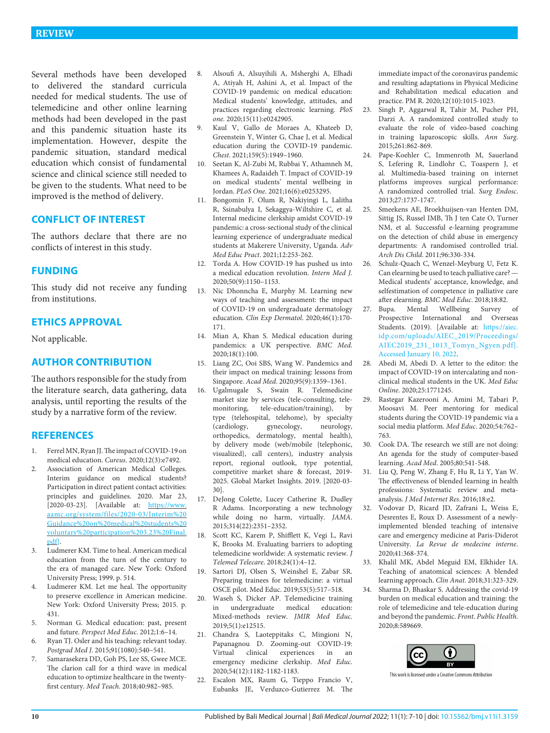Several methods have been developed to delivered the standard curricula needed for medical students. The use of telemedicine and other online learning methods had been developed in the past and this pandemic situation haste its implementation. However, despite the pandemic situation, standard medical education which consist of fundamental science and clinical science still needed to be given to the students. What need to be improved is the method of delivery.

## CONFLICT OF INTEREST

The authors declare that there are no conflicts of interest in this study.

## FUNDING

This study did not receive any funding from institutions.

## ETHICS APPROVAL

Not applicable.

## AUTHOR CONTRIBUTION

The authors responsible for the study from the literature search, data gathering, data analysis, until reporting the results of the study by a narrative form of the review.

## REFERENCES

1. Ferrel MN, Ryan JJ. The impact of COVID-19 on medical education. *Cureus*. 2020;12(3):e7492.
2. Association of American Medical Colleges. Interim guidance on medical students? Participation in direct patient contact activities: principles and guidelines. 2020. Mar 23, [2020-03-23]. [Available at: https://www.aamc.org/system/files/2020-03/Interim%20Guidance%20on%20medical%20students%20voluntary%20participation%203.23%20Final.pdf].
3. Ludmerer KM. Time to heal. American medical education from the turn of the century to the era of managed care. New York: Oxford University Press; 1999. p. 514.
4. Ludmerer KM. Let me heal. The opportunity to preserve excellence in American medicine. New York: Oxford University Press; 2015. p. 431.
5. Norman G. Medical education: past, present and future. *Perspect Med Educ*. 2012;1:6–14.
6. Ryan TJ. Osler and his teaching: relevant today. *Postgrad Med J*. 2015;91(1080):540–541.
7. Samarasekera DD, Goh PS, Lee SS, Gwee MCE. The clarion call for a third wave in medical education to optimize healthcare in the twenty-first century. *Med Teach*. 2018;40:982–985.
8. Alsoufi A, Alsuyihili A, Msherghi A, Elhadi A, Atiyah H, Ashini A, et al. Impact of the COVID-19 pandemic on medical education: Medical students' knowledge, attitudes, and practices regarding electronic learning. *PloS one*. 2020;15(11):e0242905.
9. Kaul V, Gallo de Moraes A, Khateeb D, Greenstein Y, Winter G, Chae J, et al. Medical education during the COVID-19 pandemic. *Chest*. 2021;159(5):1949–1960.
10. Seetan K, Al-Zubi M, Rubbai Y, Athamneh M, Khamees A, Radaideh T. Impact of COVID-19 on medical students' mental wellbeing in Jordan. *PLoS One*. 2021;16(6):e0253295.
11. Bongomin F, Olum R, Nakiyingi L, Lalitha R, Ssinabulya I, Sekaggya-Wiltshire C, et al. Internal medicine clerkship amidst COVID-19 pandemic: a cross-sectional study of the clinical learning experience of undergraduate medical students at Makerere University, Uganda. *Adv Med Educ Pract*. 2021;12:253-262.
12. Torda A. How COVID-19 has pushed us into a medical education revolution. *Intern Med J*. 2020;50(9):1150–1153.
13. Nic Dhonncha E, Murphy M. Learning new ways of teaching and assessment: the impact of COVID-19 on undergraduate dermatology education. *Clin Exp Dermatol*. 2020;46(1):170-171.
14. Mian A, Khan S. Medical education during pandemics: a UK perspective. *BMC Med*. 2020;18(1):100.
15. Liang ZC, Ooi SBS, Wang W. Pandemics and their impact on medical training: lessons from Singapore. *Acad Med*. 2020;95(9):1359–1361.
16. Ugalmugale S, Swain R. Telemedicine market size by services (tele-consulting, tele-monitoring, tele-education/training), by type (telehospital, telehome), by specialty (cardiology, gynecology, neurology, orthopedics, dermatology, mental health), by delivery mode (web/mobile {telephonic, visualized}, call centers), industry analysis report, regional outlook, type potential, competitive market share & forecast, 2019-2025. Global Market Insights. 2019. [2020-03-30].
17. DeJong Colette, Lucey Catherine R, Dudley R Adams. Incorporating a new technology while doing no harm, virtually. *JAMA*. 2015;314(22):2351–2352.
18. Scott KC, Karem P, Shifflett K, Vegi L, Ravi K, Brooks M. Evaluating barriers to adopting telemedicine worldwide: A systematic review. *J Telemed Telecare*. 2018;24(1):4–12.
19. Sartori DJ, Olsen S, Weinshel E, Zabar SR. Preparing trainees for telemedicine: a virtual OSCE pilot. Med Educ. 2019;53(5):517–518.
20. Waseh S, Dicker AP. Telemedicine training in undergraduate medical education: Mixed-methods review. *JMIR Med Educ*. 2019;5(1):e12515.
21. Chandra S, Laoteppitaks C, Mingioni N, Papanagnou D. Zooming-out COVID-19: Virtual clinical experiences in an emergency medicine clerkship. *Med Educ*. 2020;54(12):1182-1182-1183.
22. Escalon MX, Raum G, Tieppo Francio V, Eubanks JE, Verduzco-Gutierrez M. The immediate impact of the coronavirus pandemic and resulting adaptations in Physical Medicine and Rehabilitation medical education and practice. PM R. 2020;12(10):1015-1023.
23. Singh P, Aggarwal R, Tahir M, Pucher PH, Darzi A. A randomized controlled study to evaluate the role of video-based coaching in training laparoscopic skills. *Ann Surg*. 2015;261:862-869.
24. Pape-Koehler C, Immenroth M, Sauerland S, Lefering R, Lindlohr C, Toaspern J, et al. Multimedia-based training on internet platforms improves surgical performance: A randomized controlled trial. *Surg Endosc*. 2013;27:1737-1747.
25. Smeekens AE, Broekhuijsen-van Henten DM, Sittig JS, Russel IMB, Th J ten Cate O, Turner NM, et al. Successful e-learning programme on the detection of child abuse in emergency departments: A randomised controlled trial. *Arch Dis Child*. 2011;96:330-334.
26. Schulz-Quach C, Wenzel-Meyburg U, Fetz K. Can elearning be used to teach palliative care? — Medical students' acceptance, knowledge, and selfestimation of competence in palliative care after elearning. *BMC Med Educ*. 2018;18:82.
27. Bupa. Mental Wellbeing Survey of Prospective International and Overseas Students. (2019). [Available at: https://aiec.idp.com/uploads/AIEC_2019/Proceedings/AIEC2019_231_1013_Tomyn_Ngyen.pdf]. Accessed January 10, 2022.
28. Abedi M, Abedi D. A letter to the editor: the impact of COVID-19 on intercalating and non-clinical medical students in the UK. *Med Educ Online*. 2020;25:1771245.
29. Rastegar Kazerooni A, Amini M, Tabari P, Moosavi M. Peer mentoring for medical students during the COVID-19 pandemic via a social media platform. *Med Educ*. 2020;54:762–763.
30. Cook DA. The research we still are not doing: An agenda for the study of computer-based learning. *Acad Med*. 2005;80:541-548.
31. Liu Q, Peng W, Zhang F, Hu R, Li Y, Yan W. The effectiveness of blended learning in health professions: Systematic review and meta-analysis. *J Med Internet Res*. 2016;18:e2.
32. Vodovar D, Ricard JD, Zafrani L, Weiss E, Desrentes E, Roux D. Assessment of a newly-implemented blended teaching of intensive care and emergency medicine at Paris-Diderot University. *La Revue de medecine interne*. 2020;41:368-374.
33. Khalil MK, Abdel Meguid EM, Elkhider IA. Teaching of anatomical sciences: A blended learning approach. *Clin Anat*. 2018;31:323-329.
34. Sharma D, Bhaskar S. Addressing the covid-19 burden on medical education and training: the role of telemedicine and tele-education during and beyond the pandemic. *Front. Public Health*. 2020;8:589669.

This work is licensed under a Creative Commons Attribution